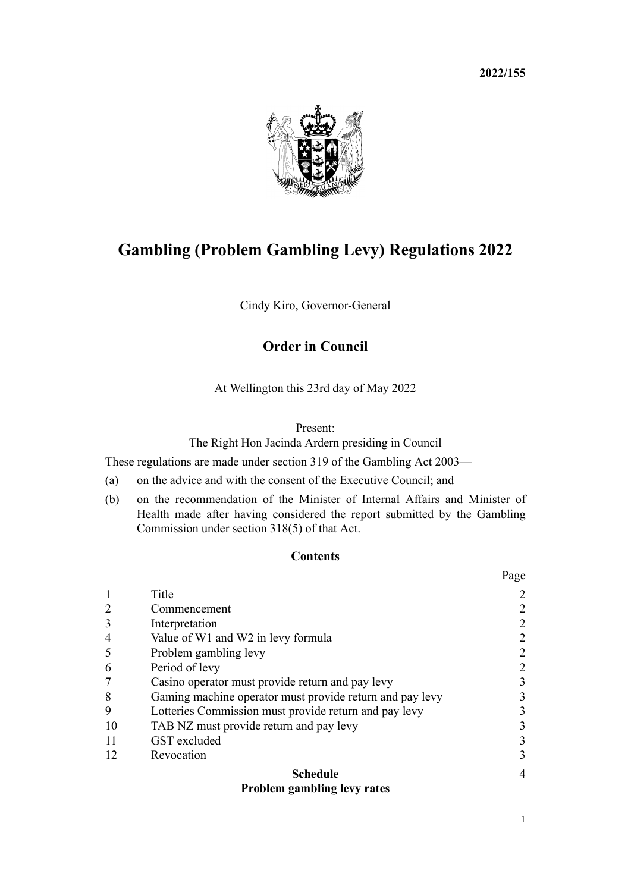**2022/155**

# Gambling (Problem Gambling Levy) Regulations 2022

Cindy Kiro, Governor-General

## Order in Council

At Wellington this 23rd day of May 2022

Present:
The Right Hon Jacinda Ardern presiding in Council

These regulations are made under section 319 of the Gambling Act 2003—

(a) on the advice and with the consent of the Executive Council; and

(b) on the recommendation of the Minister of Internal Affairs and Minister of Health made after having considered the report submitted by the Gambling Commission under section 318(5) of that Act.

### Contents

| | | Page |
|---|---|---|
| 1 | Title | 2 |
| 2 | Commencement | 2 |
| 3 | Interpretation | 2 |
| 4 | Value of W1 and W2 in levy formula | 2 |
| 5 | Problem gambling levy | 2 |
| 6 | Period of levy | 2 |
| 7 | Casino operator must provide return and pay levy | 3 |
| 8 | Gaming machine operator must provide return and pay levy | 3 |
| 9 | Lotteries Commission must provide return and pay levy | 3 |
| 10 | TAB NZ must provide return and pay levy | 3 |
| 11 | GST excluded | 3 |
| 12 | Revocation | 3 |
| | **Schedule** **Problem gambling levy rates** | 4 |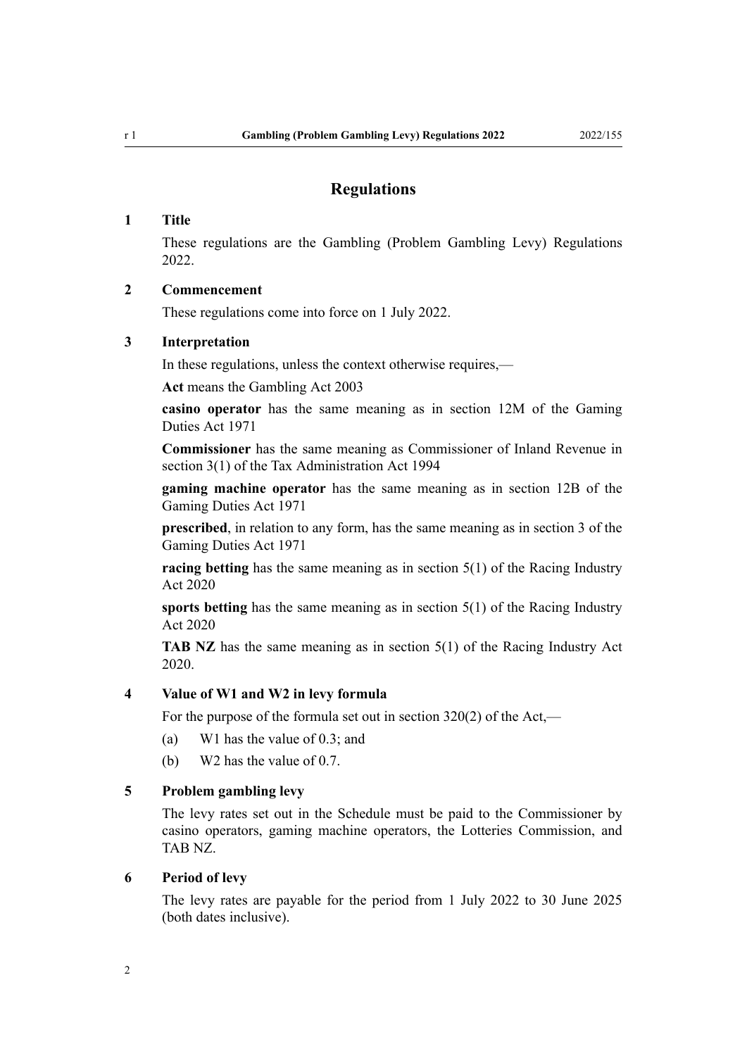# Regulations

## 1 Title

These regulations are the Gambling (Problem Gambling Levy) Regulations 2022.

## 2 Commencement

These regulations come into force on 1 July 2022.

## 3 Interpretation

In these regulations, unless the context otherwise requires,—

**Act** means the Gambling Act 2003

**casino operator** has the same meaning as in section 12M of the Gaming Duties Act 1971

**Commissioner** has the same meaning as Commissioner of Inland Revenue in section 3(1) of the Tax Administration Act 1994

**gaming machine operator** has the same meaning as in section 12B of the Gaming Duties Act 1971

**prescribed**, in relation to any form, has the same meaning as in section 3 of the Gaming Duties Act 1971

**racing betting** has the same meaning as in section 5(1) of the Racing Industry Act 2020

**sports betting** has the same meaning as in section 5(1) of the Racing Industry Act 2020

**TAB NZ** has the same meaning as in section 5(1) of the Racing Industry Act 2020.

## 4 Value of W1 and W2 in levy formula

For the purpose of the formula set out in section 320(2) of the Act,—

(a) W1 has the value of 0.3; and

(b) W2 has the value of 0.7.

## 5 Problem gambling levy

The levy rates set out in the Schedule must be paid to the Commissioner by casino operators, gaming machine operators, the Lotteries Commission, and TAB NZ.

## 6 Period of levy

The levy rates are payable for the period from 1 July 2022 to 30 June 2025 (both dates inclusive).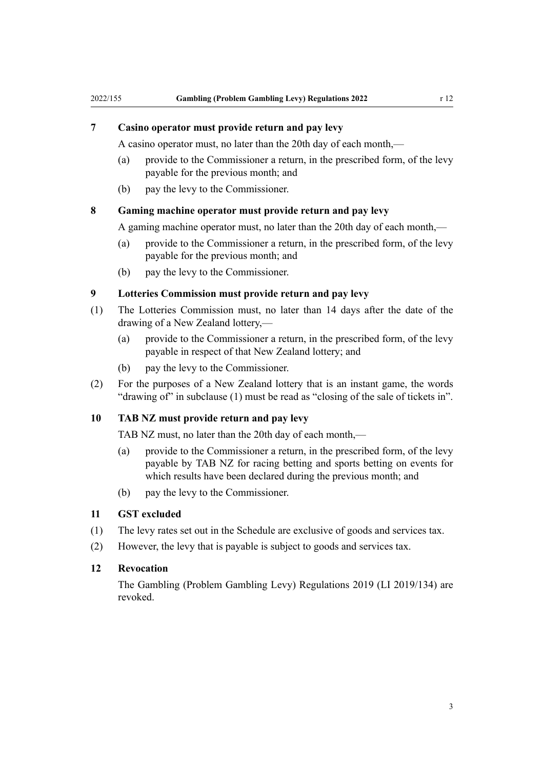### 7 Casino operator must provide return and pay levy

A casino operator must, no later than the 20th day of each month,—

(a) provide to the Commissioner a return, in the prescribed form, of the levy payable for the previous month; and

(b) pay the levy to the Commissioner.

### 8 Gaming machine operator must provide return and pay levy

A gaming machine operator must, no later than the 20th day of each month,—

(a) provide to the Commissioner a return, in the prescribed form, of the levy payable for the previous month; and

(b) pay the levy to the Commissioner.

### 9 Lotteries Commission must provide return and pay levy

(1) The Lotteries Commission must, no later than 14 days after the date of the drawing of a New Zealand lottery,—

(a) provide to the Commissioner a return, in the prescribed form, of the levy payable in respect of that New Zealand lottery; and

(b) pay the levy to the Commissioner.

(2) For the purposes of a New Zealand lottery that is an instant game, the words "drawing of" in subclause (1) must be read as "closing of the sale of tickets in".

### 10 TAB NZ must provide return and pay levy

TAB NZ must, no later than the 20th day of each month,—

(a) provide to the Commissioner a return, in the prescribed form, of the levy payable by TAB NZ for racing betting and sports betting on events for which results have been declared during the previous month; and

(b) pay the levy to the Commissioner.

### 11 GST excluded

(1) The levy rates set out in the Schedule are exclusive of goods and services tax.

(2) However, the levy that is payable is subject to goods and services tax.

### 12 Revocation

The Gambling (Problem Gambling Levy) Regulations 2019 (LI 2019/134) are revoked.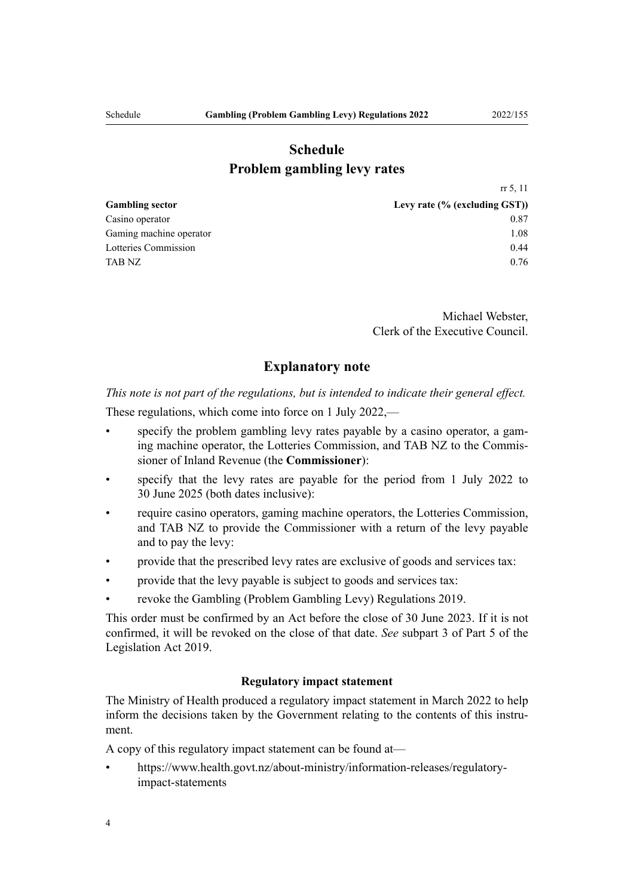# Schedule
## Problem gambling levy rates

rr 5, 11

| Gambling sector | Levy rate (% (excluding GST)) |
|---|---|
| Casino operator | 0.87 |
| Gaming machine operator | 1.08 |
| Lotteries Commission | 0.44 |
| TAB NZ | 0.76 |

Michael Webster,
Clerk of the Executive Council.

## Explanatory note

*This note is not part of the regulations, but is intended to indicate their general effect.*

These regulations, which come into force on 1 July 2022,—

- specify the problem gambling levy rates payable by a casino operator, a gaming machine operator, the Lotteries Commission, and TAB NZ to the Commissioner of Inland Revenue (the **Commissioner**):
- specify that the levy rates are payable for the period from 1 July 2022 to 30 June 2025 (both dates inclusive):
- require casino operators, gaming machine operators, the Lotteries Commission, and TAB NZ to provide the Commissioner with a return of the levy payable and to pay the levy:
- provide that the prescribed levy rates are exclusive of goods and services tax:
- provide that the levy payable is subject to goods and services tax:
- revoke the Gambling (Problem Gambling Levy) Regulations 2019.

This order must be confirmed by an Act before the close of 30 June 2023. If it is not confirmed, it will be revoked on the close of that date. *See* subpart 3 of Part 5 of the Legislation Act 2019.

#### Regulatory impact statement

The Ministry of Health produced a regulatory impact statement in March 2022 to help inform the decisions taken by the Government relating to the contents of this instrument.

A copy of this regulatory impact statement can be found at—

- https://www.health.govt.nz/about-ministry/information-releases/regulatory-impact-statements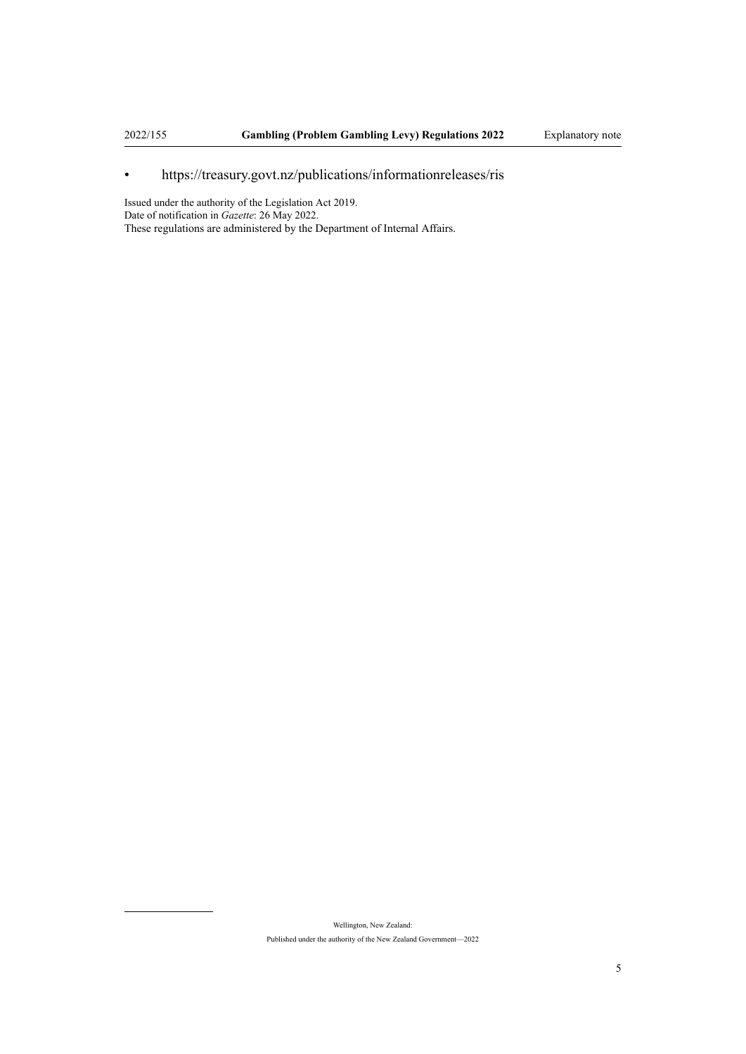- https://treasury.govt.nz/publications/informationreleases/ris

Issued under the authority of the Legislation Act 2019.
Date of notification in *Gazette*: 26 May 2022.
These regulations are administered by the Department of Internal Affairs.

Wellington, New Zealand:

Published under the authority of the New Zealand Government—2022